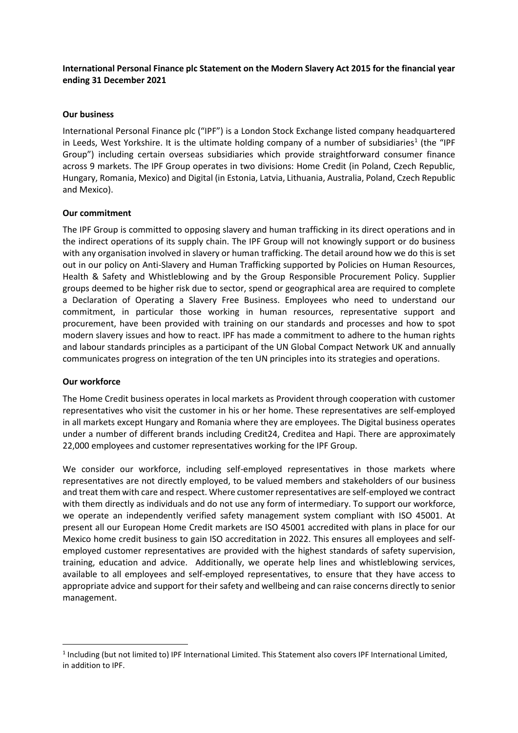**International Personal Finance plc Statement on the Modern Slavery Act 2015 for the financial year ending 31 December 2021**

**Our business**

International Personal Finance plc ("IPF") is a London Stock Exchange listed company headquartered in Leeds, West Yorkshire. It is the ultimate holding company of a number of subsidiaries[1] (the "IPF Group") including certain overseas subsidiaries which provide straightforward consumer finance across 9 markets. The IPF Group operates in two divisions: Home Credit (in Poland, Czech Republic, Hungary, Romania, Mexico) and Digital (in Estonia, Latvia, Lithuania, Australia, Poland, Czech Republic and Mexico).

**Our commitment**

The IPF Group is committed to opposing slavery and human trafficking in its direct operations and in the indirect operations of its supply chain. The IPF Group will not knowingly support or do business with any organisation involved in slavery or human trafficking. The detail around how we do this is set out in our policy on Anti-Slavery and Human Trafficking supported by Policies on Human Resources, Health & Safety and Whistleblowing and by the Group Responsible Procurement Policy. Supplier groups deemed to be higher risk due to sector, spend or geographical area are required to complete a Declaration of Operating a Slavery Free Business. Employees who need to understand our commitment, in particular those working in human resources, representative support and procurement, have been provided with training on our standards and processes and how to spot modern slavery issues and how to react. IPF has made a commitment to adhere to the human rights and labour standards principles as a participant of the UN Global Compact Network UK and annually communicates progress on integration of the ten UN principles into its strategies and operations.

**Our workforce**

The Home Credit business operates in local markets as Provident through cooperation with customer representatives who visit the customer in his or her home. These representatives are self-employed in all markets except Hungary and Romania where they are employees. The Digital business operates under a number of different brands including Credit24, Creditea and Hapi. There are approximately 22,000 employees and customer representatives working for the IPF Group.

We consider our workforce, including self-employed representatives in those markets where representatives are not directly employed, to be valued members and stakeholders of our business and treat them with care and respect. Where customer representatives are self-employed we contract with them directly as individuals and do not use any form of intermediary. To support our workforce, we operate an independently verified safety management system compliant with ISO 45001. At present all our European Home Credit markets are ISO 45001 accredited with plans in place for our Mexico home credit business to gain ISO accreditation in 2022. This ensures all employees and self-employed customer representatives are provided with the highest standards of safety supervision, training, education and advice. Additionally, we operate help lines and whistleblowing services, available to all employees and self-employed representatives, to ensure that they have access to appropriate advice and support for their safety and wellbeing and can raise concerns directly to senior management.

[1] Including (but not limited to) IPF International Limited. This Statement also covers IPF International Limited, in addition to IPF.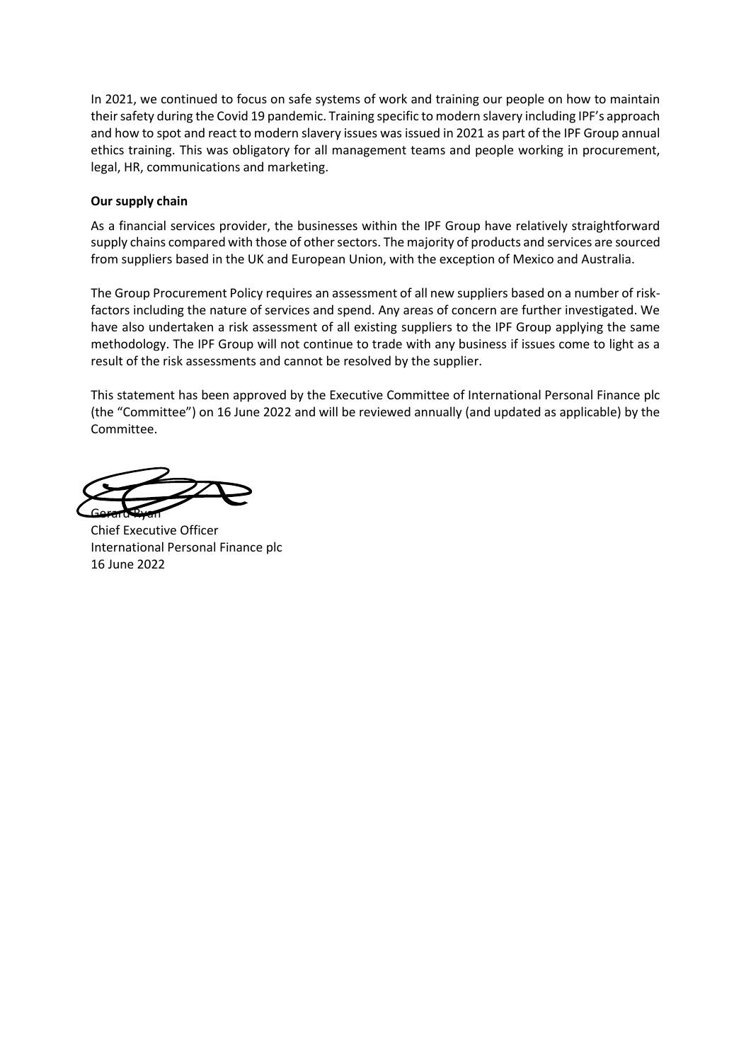In 2021, we continued to focus on safe systems of work and training our people on how to maintain their safety during the Covid 19 pandemic. Training specific to modern slavery including IPF's approach and how to spot and react to modern slavery issues was issued in 2021 as part of the IPF Group annual ethics training. This was obligatory for all management teams and people working in procurement, legal, HR, communications and marketing.

**Our supply chain**

As a financial services provider, the businesses within the IPF Group have relatively straightforward supply chains compared with those of other sectors. The majority of products and services are sourced from suppliers based in the UK and European Union, with the exception of Mexico and Australia.

The Group Procurement Policy requires an assessment of all new suppliers based on a number of risk-factors including the nature of services and spend. Any areas of concern are further investigated. We have also undertaken a risk assessment of all existing suppliers to the IPF Group applying the same methodology. The IPF Group will not continue to trade with any business if issues come to light as a result of the risk assessments and cannot be resolved by the supplier.

This statement has been approved by the Executive Committee of International Personal Finance plc (the "Committee") on 16 June 2022 and will be reviewed annually (and updated as applicable) by the Committee.

Gerard Ryan
Chief Executive Officer
International Personal Finance plc
16 June 2022